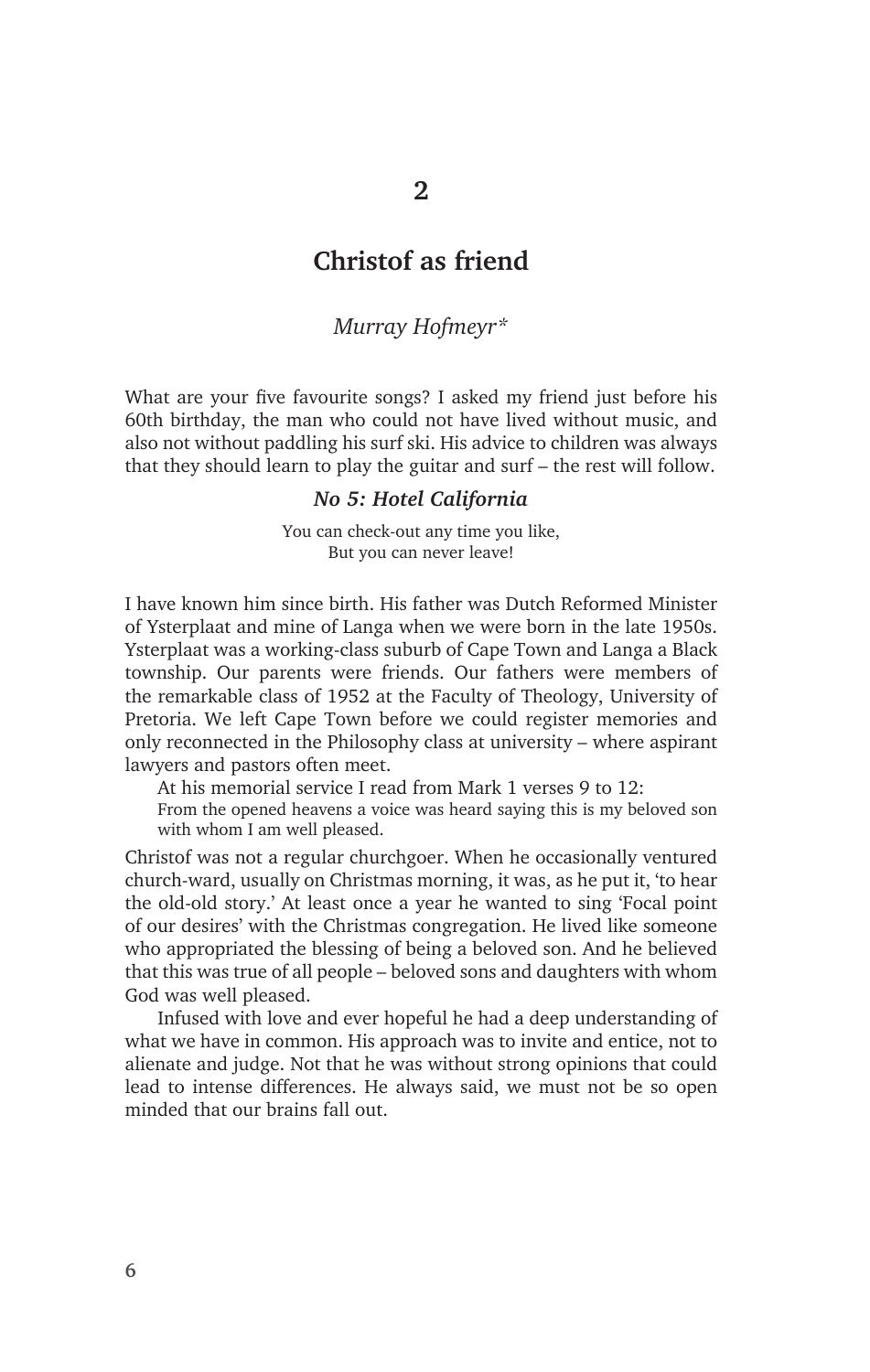# 2

# Christof as friend

*Murray Hofmeyr**

What are your five favourite songs? I asked my friend just before his 60th birthday, the man who could not have lived without music, and also not without paddling his surf ski. His advice to children was always that they should learn to play the guitar and surf – the rest will follow.

### *No 5: Hotel California*

> You can check-out any time you like,
> But you can never leave!

I have known him since birth. His father was Dutch Reformed Minister of Ysterplaat and mine of Langa when we were born in the late 1950s. Ysterplaat was a working-class suburb of Cape Town and Langa a Black township. Our parents were friends. Our fathers were members of the remarkable class of 1952 at the Faculty of Theology, University of Pretoria. We left Cape Town before we could register memories and only reconnected in the Philosophy class at university – where aspirant lawyers and pastors often meet.

At his memorial service I read from Mark 1 verses 9 to 12:

> From the opened heavens a voice was heard saying this is my beloved son with whom I am well pleased.

Christof was not a regular churchgoer. When he occasionally ventured church-ward, usually on Christmas morning, it was, as he put it, 'to hear the old-old story.' At least once a year he wanted to sing 'Focal point of our desires' with the Christmas congregation. He lived like someone who appropriated the blessing of being a beloved son. And he believed that this was true of all people – beloved sons and daughters with whom God was well pleased.

Infused with love and ever hopeful he had a deep understanding of what we have in common. His approach was to invite and entice, not to alienate and judge. Not that he was without strong opinions that could lead to intense differences. He always said, we must not be so open minded that our brains fall out.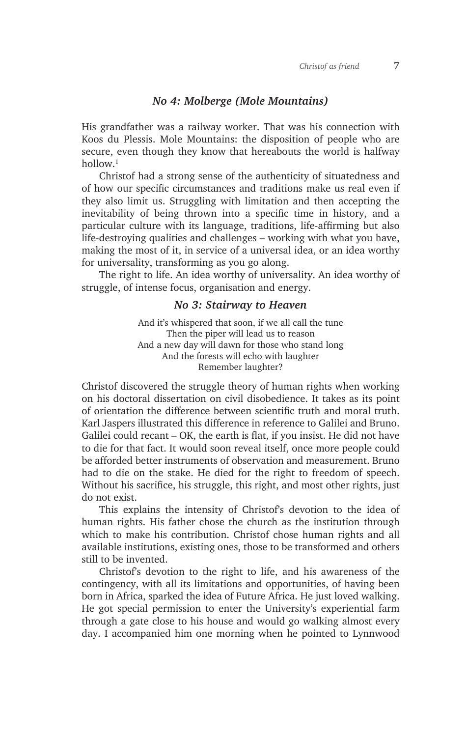### *No 4: Molberge (Mole Mountains)*

His grandfather was a railway worker. That was his connection with Koos du Plessis. Mole Mountains: the disposition of people who are secure, even though they know that hereabouts the world is halfway hollow.[1]

Christof had a strong sense of the authenticity of situatedness and of how our specific circumstances and traditions make us real even if they also limit us. Struggling with limitation and then accepting the inevitability of being thrown into a specific time in history, and a particular culture with its language, traditions, life-affirming but also life-destroying qualities and challenges – working with what you have, making the most of it, in service of a universal idea, or an idea worthy for universality, transforming as you go along.

The right to life. An idea worthy of universality. An idea worthy of struggle, of intense focus, organisation and energy.

### *No 3: Stairway to Heaven*

And it's whispered that soon, if we all call the tune
Then the piper will lead us to reason
And a new day will dawn for those who stand long
And the forests will echo with laughter
Remember laughter?

Christof discovered the struggle theory of human rights when working on his doctoral dissertation on civil disobedience. It takes as its point of orientation the difference between scientific truth and moral truth. Karl Jaspers illustrated this difference in reference to Galilei and Bruno. Galilei could recant – OK, the earth is flat, if you insist. He did not have to die for that fact. It would soon reveal itself, once more people could be afforded better instruments of observation and measurement. Bruno had to die on the stake. He died for the right to freedom of speech. Without his sacrifice, his struggle, this right, and most other rights, just do not exist.

This explains the intensity of Christof's devotion to the idea of human rights. His father chose the church as the institution through which to make his contribution. Christof chose human rights and all available institutions, existing ones, those to be transformed and others still to be invented.

Christof's devotion to the right to life, and his awareness of the contingency, with all its limitations and opportunities, of having been born in Africa, sparked the idea of Future Africa. He just loved walking. He got special permission to enter the University's experiential farm through a gate close to his house and would go walking almost every day. I accompanied him one morning when he pointed to Lynnwood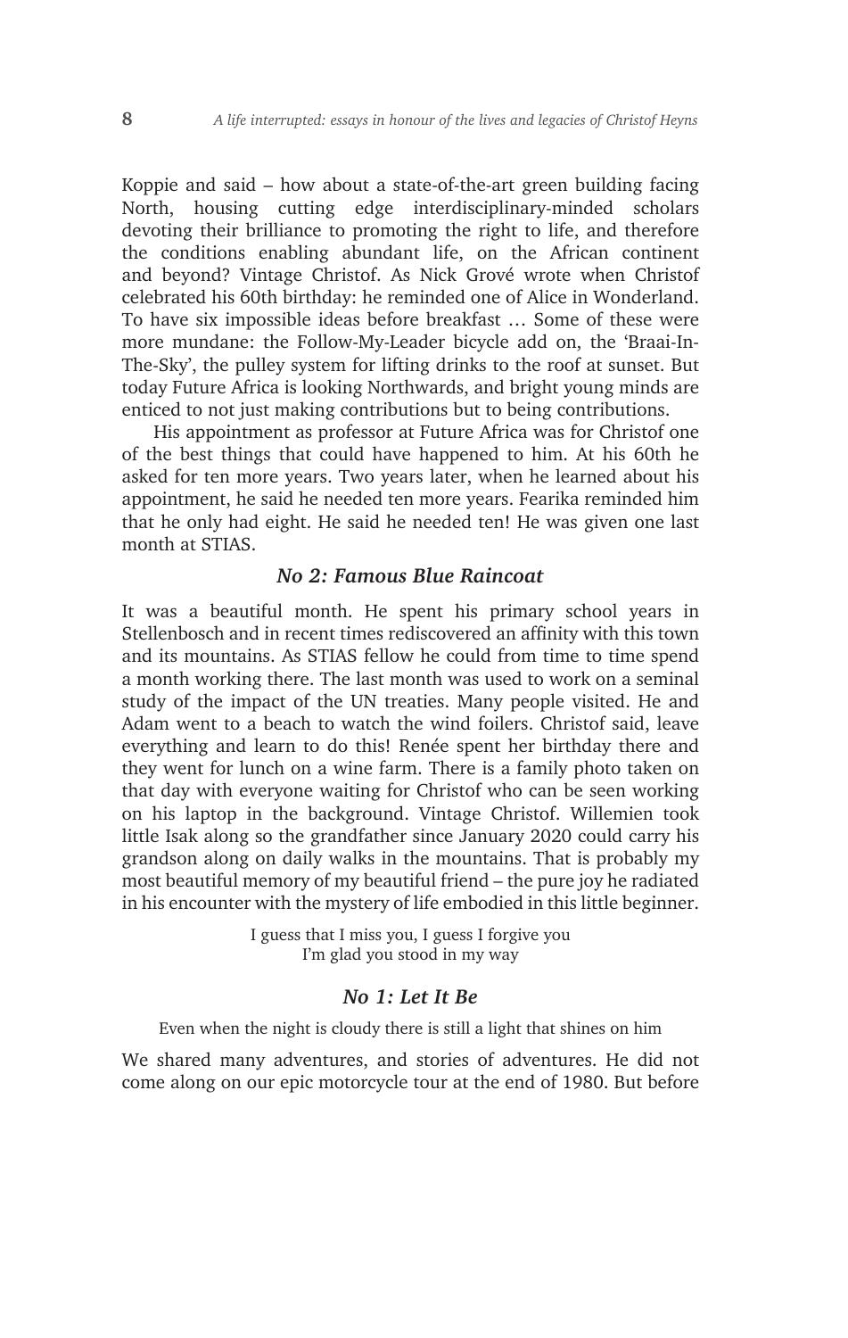Koppie and said – how about a state-of-the-art green building facing North, housing cutting edge interdisciplinary-minded scholars devoting their brilliance to promoting the right to life, and therefore the conditions enabling abundant life, on the African continent and beyond? Vintage Christof. As Nick Grové wrote when Christof celebrated his 60th birthday: he reminded one of Alice in Wonderland. To have six impossible ideas before breakfast … Some of these were more mundane: the Follow-My-Leader bicycle add on, the 'Braai-In-The-Sky', the pulley system for lifting drinks to the roof at sunset. But today Future Africa is looking Northwards, and bright young minds are enticed to not just making contributions but to being contributions.

His appointment as professor at Future Africa was for Christof one of the best things that could have happened to him. At his 60th he asked for ten more years. Two years later, when he learned about his appointment, he said he needed ten more years. Fearika reminded him that he only had eight. He said he needed ten! He was given one last month at STIAS.

### *No 2: Famous Blue Raincoat*

It was a beautiful month. He spent his primary school years in Stellenbosch and in recent times rediscovered an affinity with this town and its mountains. As STIAS fellow he could from time to time spend a month working there. The last month was used to work on a seminal study of the impact of the UN treaties. Many people visited. He and Adam went to a beach to watch the wind foilers. Christof said, leave everything and learn to do this! Renée spent her birthday there and they went for lunch on a wine farm. There is a family photo taken on that day with everyone waiting for Christof who can be seen working on his laptop in the background. Vintage Christof. Willemien took little Isak along so the grandfather since January 2020 could carry his grandson along on daily walks in the mountains. That is probably my most beautiful memory of my beautiful friend – the pure joy he radiated in his encounter with the mystery of life embodied in this little beginner.

I guess that I miss you, I guess I forgive you
I'm glad you stood in my way

### *No 1: Let It Be*

Even when the night is cloudy there is still a light that shines on him

We shared many adventures, and stories of adventures. He did not come along on our epic motorcycle tour at the end of 1980. But before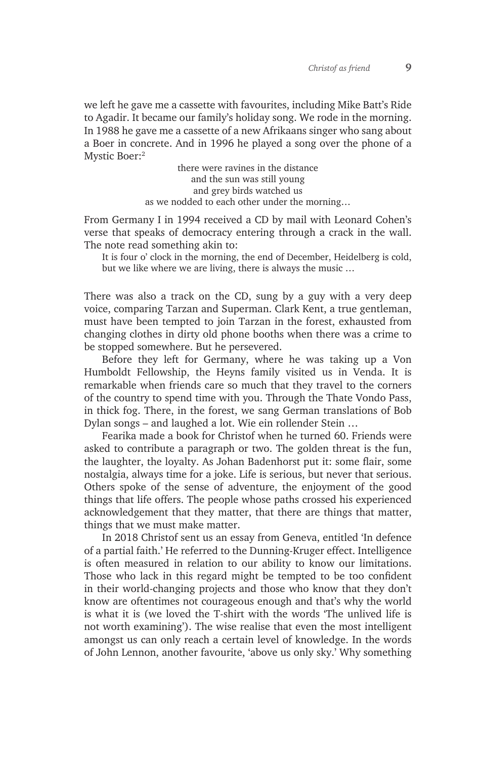we left he gave me a cassette with favourites, including Mike Batt's Ride to Agadir. It became our family's holiday song. We rode in the morning. In 1988 he gave me a cassette of a new Afrikaans singer who sang about a Boer in concrete. And in 1996 he played a song over the phone of a Mystic Boer:[2]

> there were ravines in the distance
> and the sun was still young
> and grey birds watched us
> as we nodded to each other under the morning…

From Germany I in 1994 received a CD by mail with Leonard Cohen's verse that speaks of democracy entering through a crack in the wall. The note read something akin to:

> It is four o' clock in the morning, the end of December, Heidelberg is cold, but we like where we are living, there is always the music …

There was also a track on the CD, sung by a guy with a very deep voice, comparing Tarzan and Superman. Clark Kent, a true gentleman, must have been tempted to join Tarzan in the forest, exhausted from changing clothes in dirty old phone booths when there was a crime to be stopped somewhere. But he persevered.

Before they left for Germany, where he was taking up a Von Humboldt Fellowship, the Heyns family visited us in Venda. It is remarkable when friends care so much that they travel to the corners of the country to spend time with you. Through the Thate Vondo Pass, in thick fog. There, in the forest, we sang German translations of Bob Dylan songs – and laughed a lot. Wie ein rollender Stein …

Fearika made a book for Christof when he turned 60. Friends were asked to contribute a paragraph or two. The golden threat is the fun, the laughter, the loyalty. As Johan Badenhorst put it: some flair, some nostalgia, always time for a joke. Life is serious, but never that serious. Others spoke of the sense of adventure, the enjoyment of the good things that life offers. The people whose paths crossed his experienced acknowledgement that they matter, that there are things that matter, things that we must make matter.

In 2018 Christof sent us an essay from Geneva, entitled 'In defence of a partial faith.' He referred to the Dunning-Kruger effect. Intelligence is often measured in relation to our ability to know our limitations. Those who lack in this regard might be tempted to be too confident in their world-changing projects and those who know that they don't know are oftentimes not courageous enough and that's why the world is what it is (we loved the T-shirt with the words 'The unlived life is not worth examining'). The wise realise that even the most intelligent amongst us can only reach a certain level of knowledge. In the words of John Lennon, another favourite, 'above us only sky.' Why something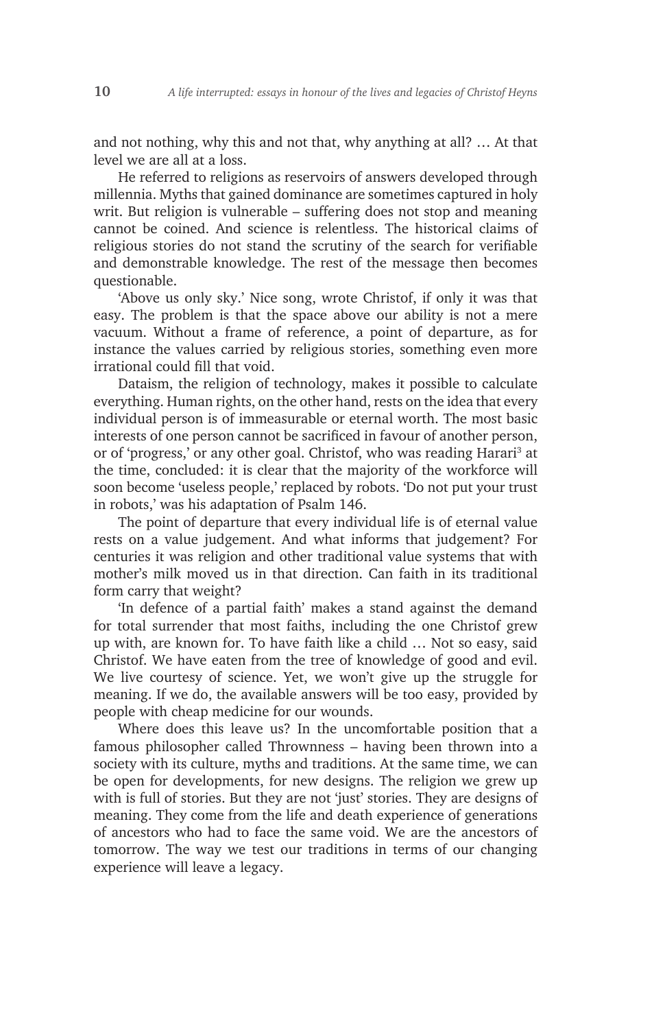and not nothing, why this and not that, why anything at all? … At that level we are all at a loss.

He referred to religions as reservoirs of answers developed through millennia. Myths that gained dominance are sometimes captured in holy writ. But religion is vulnerable – suffering does not stop and meaning cannot be coined. And science is relentless. The historical claims of religious stories do not stand the scrutiny of the search for verifiable and demonstrable knowledge. The rest of the message then becomes questionable.

'Above us only sky.' Nice song, wrote Christof, if only it was that easy. The problem is that the space above our ability is not a mere vacuum. Without a frame of reference, a point of departure, as for instance the values carried by religious stories, something even more irrational could fill that void.

Dataism, the religion of technology, makes it possible to calculate everything. Human rights, on the other hand, rests on the idea that every individual person is of immeasurable or eternal worth. The most basic interests of one person cannot be sacrificed in favour of another person, or of 'progress,' or any other goal. Christof, who was reading Harari[3] at the time, concluded: it is clear that the majority of the workforce will soon become 'useless people,' replaced by robots. 'Do not put your trust in robots,' was his adaptation of Psalm 146.

The point of departure that every individual life is of eternal value rests on a value judgement. And what informs that judgement? For centuries it was religion and other traditional value systems that with mother's milk moved us in that direction. Can faith in its traditional form carry that weight?

'In defence of a partial faith' makes a stand against the demand for total surrender that most faiths, including the one Christof grew up with, are known for. To have faith like a child … Not so easy, said Christof. We have eaten from the tree of knowledge of good and evil. We live courtesy of science. Yet, we won't give up the struggle for meaning. If we do, the available answers will be too easy, provided by people with cheap medicine for our wounds.

Where does this leave us? In the uncomfortable position that a famous philosopher called Thrownness – having been thrown into a society with its culture, myths and traditions. At the same time, we can be open for developments, for new designs. The religion we grew up with is full of stories. But they are not 'just' stories. They are designs of meaning. They come from the life and death experience of generations of ancestors who had to face the same void. We are the ancestors of tomorrow. The way we test our traditions in terms of our changing experience will leave a legacy.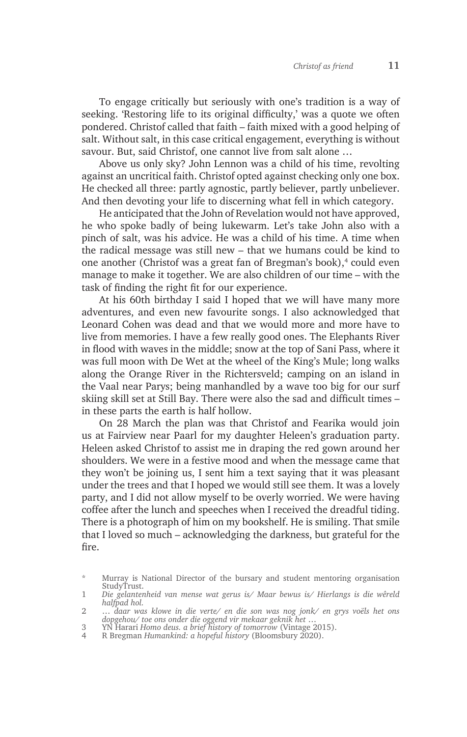To engage critically but seriously with one's tradition is a way of seeking. 'Restoring life to its original difficulty,' was a quote we often pondered. Christof called that faith – faith mixed with a good helping of salt. Without salt, in this case critical engagement, everything is without savour. But, said Christof, one cannot live from salt alone …

Above us only sky? John Lennon was a child of his time, revolting against an uncritical faith. Christof opted against checking only one box. He checked all three: partly agnostic, partly believer, partly unbeliever. And then devoting your life to discerning what fell in which category.

He anticipated that the John of Revelation would not have approved, he who spoke badly of being lukewarm. Let's take John also with a pinch of salt, was his advice. He was a child of his time. A time when the radical message was still new – that we humans could be kind to one another (Christof was a great fan of Bregman's book),[4] could even manage to make it together. We are also children of our time – with the task of finding the right fit for our experience.

At his 60th birthday I said I hoped that we will have many more adventures, and even new favourite songs. I also acknowledged that Leonard Cohen was dead and that we would more and more have to live from memories. I have a few really good ones. The Elephants River in flood with waves in the middle; snow at the top of Sani Pass, where it was full moon with De Wet at the wheel of the King's Mule; long walks along the Orange River in the Richtersveld; camping on an island in the Vaal near Parys; being manhandled by a wave too big for our surf skiing skill set at Still Bay. There were also the sad and difficult times – in these parts the earth is half hollow.

On 28 March the plan was that Christof and Fearika would join us at Fairview near Paarl for my daughter Heleen's graduation party. Heleen asked Christof to assist me in draping the red gown around her shoulders. We were in a festive mood and when the message came that they won't be joining us, I sent him a text saying that it was pleasant under the trees and that I hoped we would still see them. It was a lovely party, and I did not allow myself to be overly worried. We were having coffee after the lunch and speeches when I received the dreadful tiding. There is a photograph of him on my bookshelf. He is smiling. That smile that I loved so much – acknowledging the darkness, but grateful for the fire.

---

\* Murray is National Director of the bursary and student mentoring organisation StudyTrust.

1 *Die gelantenheid van mense wat gerus is/ Maar bewus is/ Hierlangs is die wêreld halfpad hol.*

2 *… daar was klowe in die verte/ en die son was nog jonk/ en grys voëls het ons dopgehou/ toe ons onder die oggend vir mekaar geknik het …*

3 YN Harari *Homo deus. a brief history of tomorrow* (Vintage 2015).

4 R Bregman *Humankind: a hopeful history* (Bloomsbury 2020).